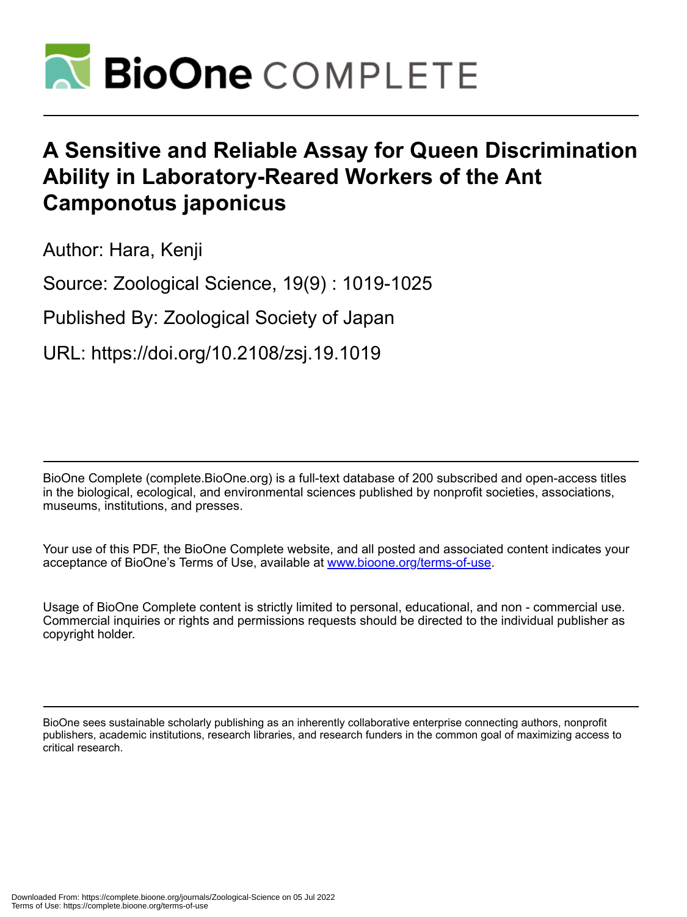# A Sensitive and Reliable Assay for Queen Discrimination Ability in Laboratory-Reared Workers of the Ant Camponotus japonicus

Author: Hara, Kenji

Source: Zoological Science, 19(9) : 1019-1025

Published By: Zoological Society of Japan

URL: https://doi.org/10.2108/zsj.19.1019

---

BioOne Complete (complete.BioOne.org) is a full-text database of 200 subscribed and open-access titles in the biological, ecological, and environmental sciences published by nonprofit societies, associations, museums, institutions, and presses.

Your use of this PDF, the BioOne Complete website, and all posted and associated content indicates your acceptance of BioOne's Terms of Use, available at www.bioone.org/terms-of-use.

Usage of BioOne Complete content is strictly limited to personal, educational, and non - commercial use. Commercial inquiries or rights and permissions requests should be directed to the individual publisher as copyright holder.

---

BioOne sees sustainable scholarly publishing as an inherently collaborative enterprise connecting authors, nonprofit publishers, academic institutions, research libraries, and research funders in the common goal of maximizing access to critical research.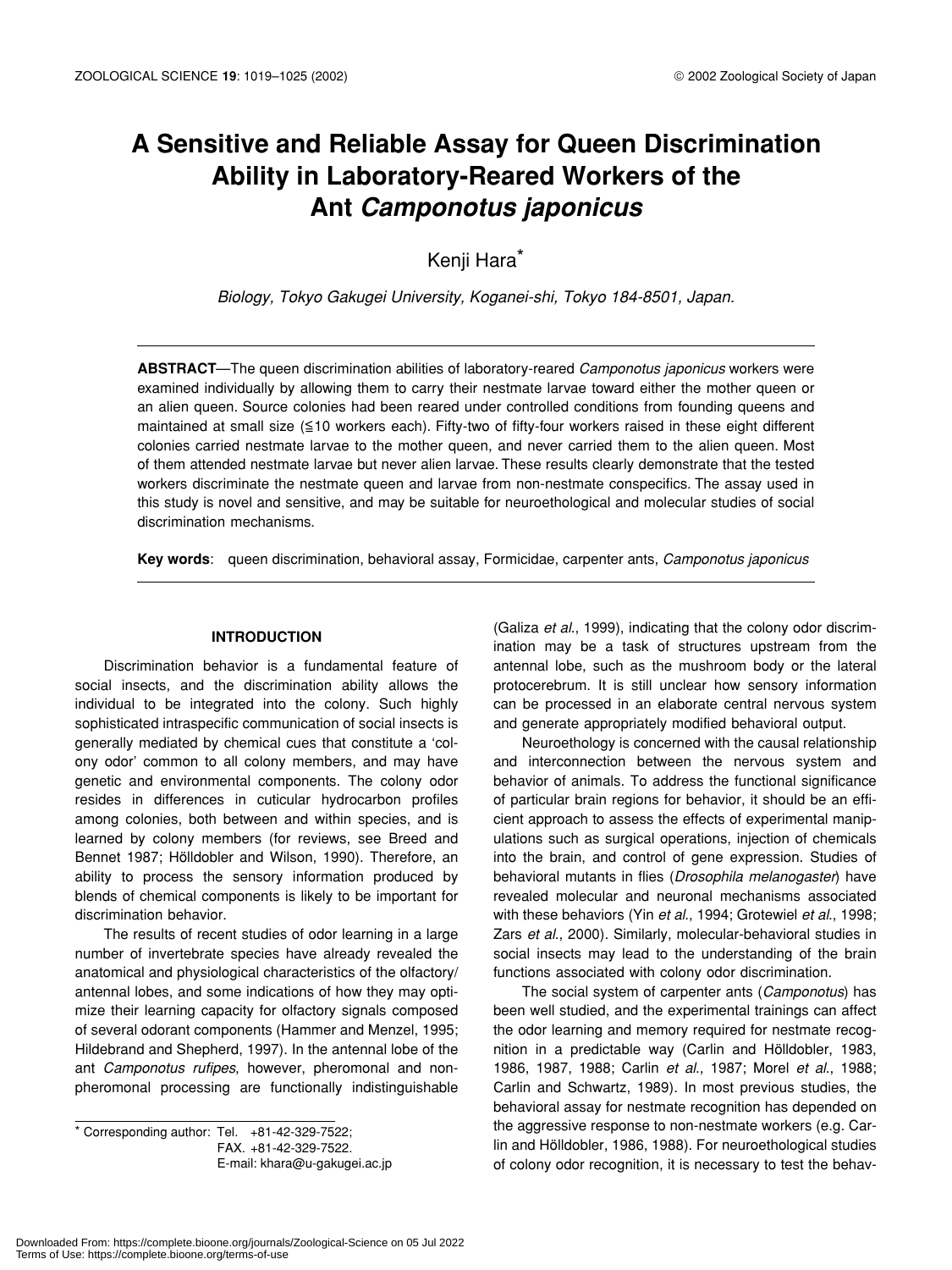# A Sensitive and Reliable Assay for Queen Discrimination Ability in Laboratory-Reared Workers of the Ant *Camponotus japonicus*

Kenji Hara*

*Biology, Tokyo Gakugei University, Koganei-shi, Tokyo 184-8501, Japan.*

**ABSTRACT**—The queen discrimination abilities of laboratory-reared *Camponotus japonicus* workers were examined individually by allowing them to carry their nestmate larvae toward either the mother queen or an alien queen. Source colonies had been reared under controlled conditions from founding queens and maintained at small size (≦10 workers each). Fifty-two of fifty-four workers raised in these eight different colonies carried nestmate larvae to the mother queen, and never carried them to the alien queen. Most of them attended nestmate larvae but never alien larvae. These results clearly demonstrate that the tested workers discriminate the nestmate queen and larvae from non-nestmate conspecifics. The assay used in this study is novel and sensitive, and may be suitable for neuroethological and molecular studies of social discrimination mechanisms.

**Key words**: queen discrimination, behavioral assay, Formicidae, carpenter ants, *Camponotus japonicus*

## INTRODUCTION

Discrimination behavior is a fundamental feature of social insects, and the discrimination ability allows the individual to be integrated into the colony. Such highly sophisticated intraspecific communication of social insects is generally mediated by chemical cues that constitute a 'colony odor' common to all colony members, and may have genetic and environmental components. The colony odor resides in differences in cuticular hydrocarbon profiles among colonies, both between and within species, and is learned by colony members (for reviews, see Breed and Bennet 1987; Hölldobler and Wilson, 1990). Therefore, an ability to process the sensory information produced by blends of chemical components is likely to be important for discrimination behavior.

The results of recent studies of odor learning in a large number of invertebrate species have already revealed the anatomical and physiological characteristics of the olfactory/antennal lobes, and some indications of how they may optimize their learning capacity for olfactory signals composed of several odorant components (Hammer and Menzel, 1995; Hildebrand and Shepherd, 1997). In the antennal lobe of the ant *Camponotus rufipes*, however, pheromonal and non-pheromonal processing are functionally indistinguishable (Galiza *et al*., 1999), indicating that the colony odor discrimination may be a task of structures upstream from the antennal lobe, such as the mushroom body or the lateral protocerebrum. It is still unclear how sensory information can be processed in an elaborate central nervous system and generate appropriately modified behavioral output.

Neuroethology is concerned with the causal relationship and interconnection between the nervous system and behavior of animals. To address the functional significance of particular brain regions for behavior, it should be an efficient approach to assess the effects of experimental manipulations such as surgical operations, injection of chemicals into the brain, and control of gene expression. Studies of behavioral mutants in flies (*Drosophila melanogaster*) have revealed molecular and neuronal mechanisms associated with these behaviors (Yin *et al*., 1994; Grotewiel *et al*., 1998; Zars *et al*., 2000). Similarly, molecular-behavioral studies in social insects may lead to the understanding of the brain functions associated with colony odor discrimination.

The social system of carpenter ants (*Camponotus*) has been well studied, and the experimental trainings can affect the odor learning and memory required for nestmate recognition in a predictable way (Carlin and Hölldobler, 1983, 1986, 1987, 1988; Carlin *et al*., 1987; Morel *et al*., 1988; Carlin and Schwartz, 1989). In most previous studies, the behavioral assay for nestmate recognition has depended on the aggressive response to non-nestmate workers (e.g. Carlin and Hölldobler, 1986, 1988). For neuroethological studies of colony odor recognition, it is necessary to test the behav-

* Corresponding author: Tel. +81-42-329-7522;
FAX. +81-42-329-7522.
E-mail: khara@u-gakugei.ac.jp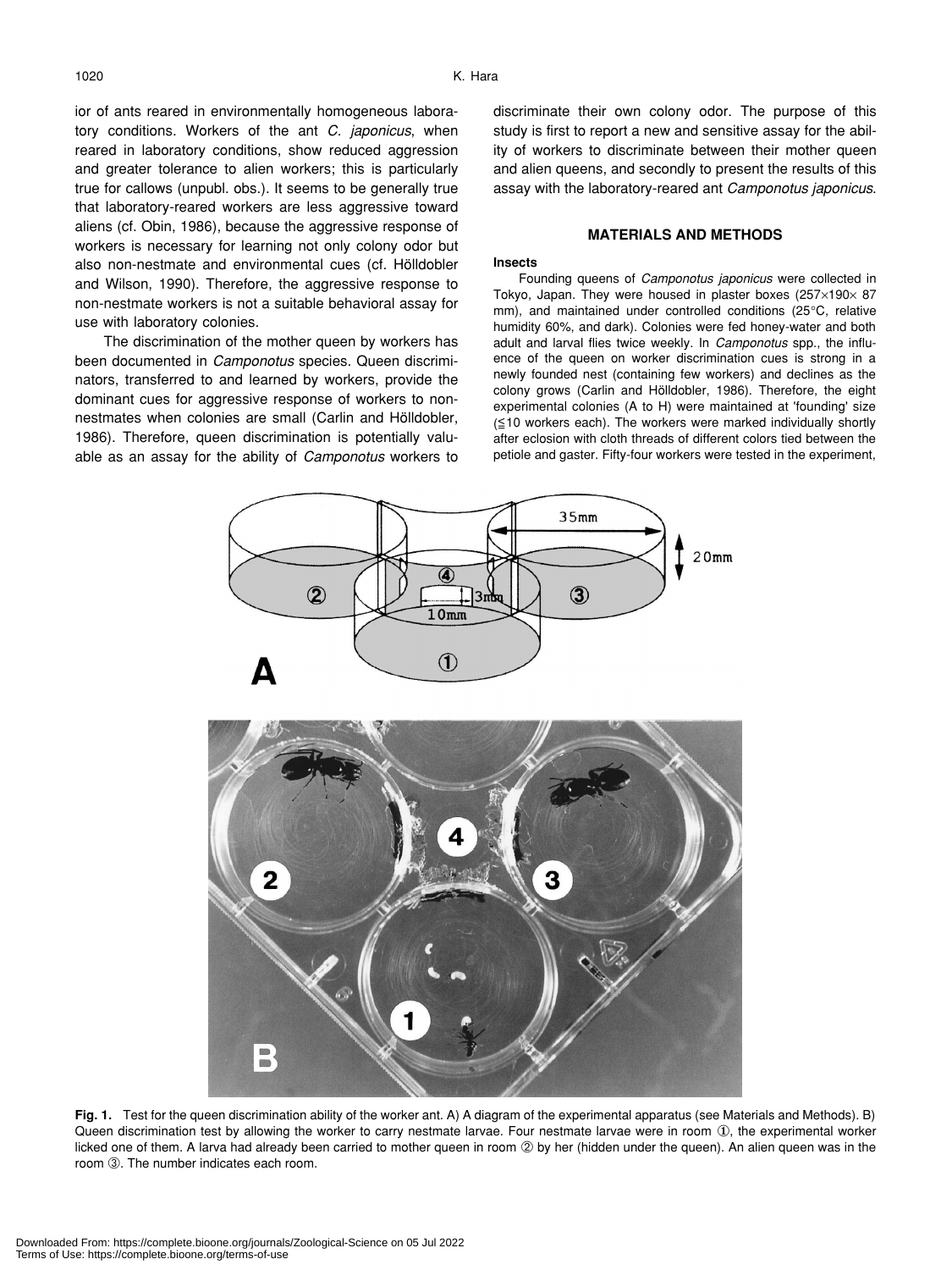ior of ants reared in environmentally homogeneous laboratory conditions. Workers of the ant *C. japonicus*, when reared in laboratory conditions, show reduced aggression and greater tolerance to alien workers; this is particularly true for callows (unpubl. obs.). It seems to be generally true that laboratory-reared workers are less aggressive toward aliens (cf. Obin, 1986), because the aggressive response of workers is necessary for learning not only colony odor but also non-nestmate and environmental cues (cf. Hölldobler and Wilson, 1990). Therefore, the aggressive response to non-nestmate workers is not a suitable behavioral assay for use with laboratory colonies.

The discrimination of the mother queen by workers has been documented in *Camponotus* species. Queen discriminators, transferred to and learned by workers, provide the dominant cues for aggressive response of workers to non-nestmates when colonies are small (Carlin and Hölldobler, 1986). Therefore, queen discrimination is potentially valuable as an assay for the ability of *Camponotus* workers to discriminate their own colony odor. The purpose of this study is first to report a new and sensitive assay for the ability of workers to discriminate between their mother queen and alien queens, and secondly to present the results of this assay with the laboratory-reared ant *Camponotus japonicus*.

## MATERIALS AND METHODS

### Insects

Founding queens of *Camponotus japonicus* were collected in Tokyo, Japan. They were housed in plaster boxes (257×190× 87 mm), and maintained under controlled conditions (25°C, relative humidity 60%, and dark). Colonies were fed honey-water and both adult and larval flies twice weekly. In *Camponotus* spp., the influence of the queen on worker discrimination cues is strong in a newly founded nest (containing few workers) and declines as the colony grows (Carlin and Hölldobler, 1986). Therefore, the eight experimental colonies (A to H) were maintained at 'founding' size (≦10 workers each). The workers were marked individually shortly after eclosion with cloth threads of different colors tied between the petiole and gaster. Fifty-four workers were tested in the experiment,

**Fig. 1.** Test for the queen discrimination ability of the worker ant. A) A diagram of the experimental apparatus (see Materials and Methods). B) Queen discrimination test by allowing the worker to carry nestmate larvae. Four nestmate larvae were in room ①, the experimental worker licked one of them. A larva had already been carried to mother queen in room ② by her (hidden under the queen). An alien queen was in the room ③. The number indicates each room.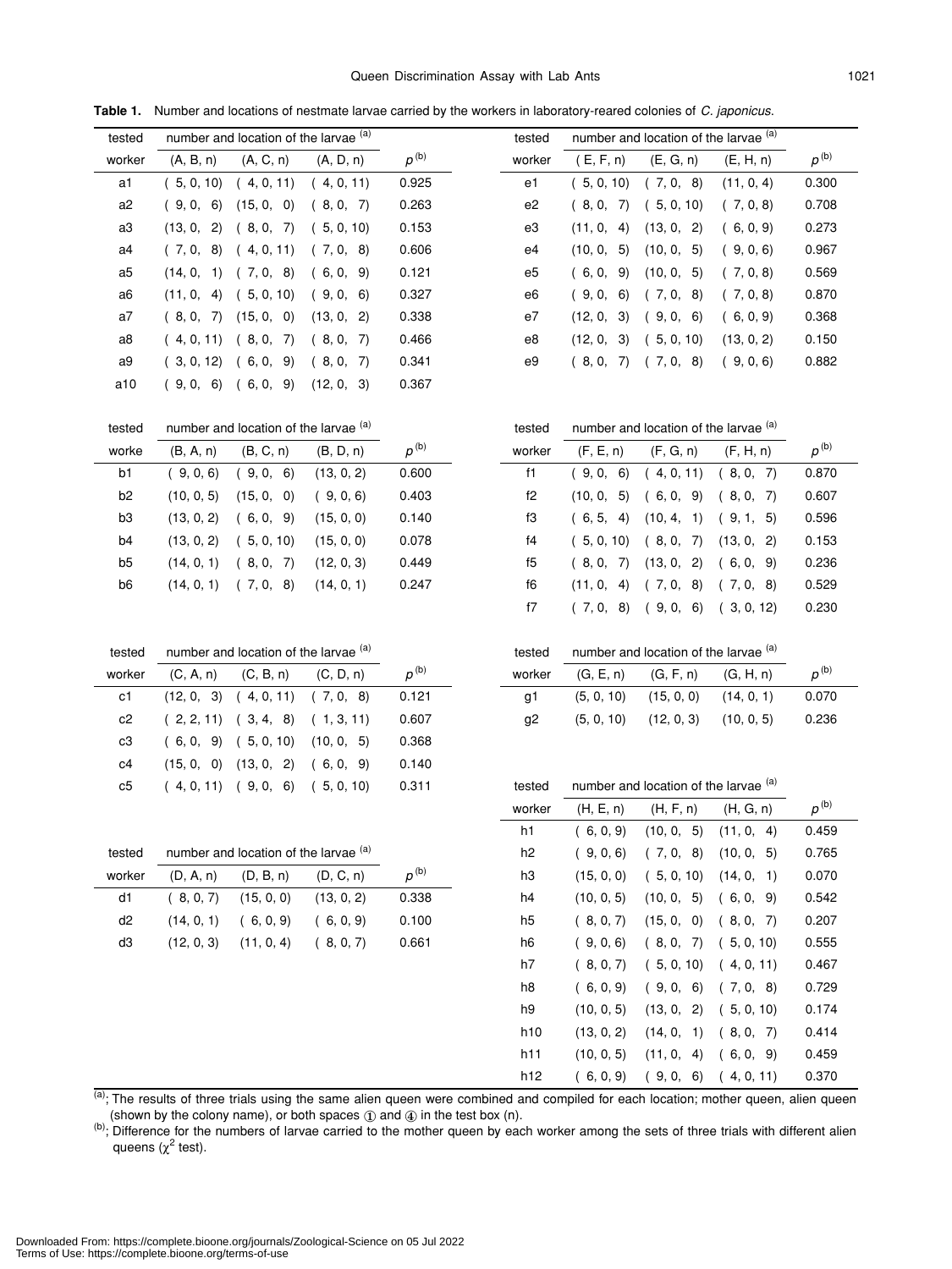**Table 1.** Number and locations of nestmate larvae carried by the workers in laboratory-reared colonies of *C. japonicus*.

| tested worker | number and location of the larvae [(a)] (A, B, n) | (A, C, n) | (A, D, n) | $p$ [(b)] |
|---|---|---|---|---|
| a1 | ( 5, 0, 10) | ( 4, 0, 11) | ( 4, 0, 11) | 0.925 |
| a2 | ( 9, 0, 6) | (15, 0, 0) | ( 8, 0, 7) | 0.263 |
| a3 | (13, 0, 2) | ( 8, 0, 7) | ( 5, 0, 10) | 0.153 |
| a4 | ( 7, 0, 8) | ( 4, 0, 11) | ( 7, 0, 8) | 0.606 |
| a5 | (14, 0, 1) | ( 7, 0, 8) | ( 6, 0, 9) | 0.121 |
| a6 | (11, 0, 4) | ( 5, 0, 10) | ( 9, 0, 6) | 0.327 |
| a7 | ( 8, 0, 7) | (15, 0, 0) | (13, 0, 2) | 0.338 |
| a8 | ( 4, 0, 11) | ( 8, 0, 7) | ( 8, 0, 7) | 0.466 |
| a9 | ( 3, 0, 12) | ( 6, 0, 9) | ( 8, 0, 7) | 0.341 |
| a10 | ( 9, 0, 6) | ( 6, 0, 9) | (12, 0, 3) | 0.367 |

| tested worke | number and location of the larvae [(a)] (B, A, n) | (B, C, n) | (B, D, n) | $p$ [(b)] |
|---|---|---|---|---|
| b1 | ( 9, 0, 6) | ( 9, 0, 6) | (13, 0, 2) | 0.600 |
| b2 | (10, 0, 5) | (15, 0, 0) | ( 9, 0, 6) | 0.403 |
| b3 | (13, 0, 2) | ( 6, 0, 9) | (15, 0, 0) | 0.140 |
| b4 | (13, 0, 2) | ( 5, 0, 10) | (15, 0, 0) | 0.078 |
| b5 | (14, 0, 1) | ( 8, 0, 7) | (12, 0, 3) | 0.449 |
| b6 | (14, 0, 1) | ( 7, 0, 8) | (14, 0, 1) | 0.247 |

| tested worker | number and location of the larvae [(a)] (C, A, n) | (C, B, n) | (C, D, n) | $p$ [(b)] |
|---|---|---|---|---|
| c1 | (12, 0, 3) | ( 4, 0, 11) | ( 7, 0, 8) | 0.121 |
| c2 | ( 2, 2, 11) | ( 3, 4, 8) | ( 1, 3, 11) | 0.607 |
| c3 | ( 6, 0, 9) | ( 5, 0, 10) | (10, 0, 5) | 0.368 |
| c4 | (15, 0, 0) | (13, 0, 2) | ( 6, 0, 9) | 0.140 |
| c5 | ( 4, 0, 11) | ( 9, 0, 6) | ( 5, 0, 10) | 0.311 |

| tested worker | number and location of the larvae [(a)] (D, A, n) | (D, B, n) | (D, C, n) | $p$ [(b)] |
|---|---|---|---|---|
| d1 | ( 8, 0, 7) | (15, 0, 0) | (13, 0, 2) | 0.338 |
| d2 | (14, 0, 1) | ( 6, 0, 9) | ( 6, 0, 9) | 0.100 |
| d3 | (12, 0, 3) | (11, 0, 4) | ( 8, 0, 7) | 0.661 |

| tested worker | number and location of the larvae [(a)] ( E, F, n) | (E, G, n) | (E, H, n) | $p$ [(b)] |
|---|---|---|---|---|
| e1 | ( 5, 0, 10) | ( 7, 0, 8) | (11, 0, 4) | 0.300 |
| e2 | ( 8, 0, 7) | ( 5, 0, 10) | ( 7, 0, 8) | 0.708 |
| e3 | (11, 0, 4) | (13, 0, 2) | ( 6, 0, 9) | 0.273 |
| e4 | (10, 0, 5) | (10, 0, 5) | ( 9, 0, 6) | 0.967 |
| e5 | ( 6, 0, 9) | (10, 0, 5) | ( 7, 0, 8) | 0.569 |
| e6 | ( 9, 0, 6) | ( 7, 0, 8) | ( 7, 0, 8) | 0.870 |
| e7 | (12, 0, 3) | ( 9, 0, 6) | ( 6, 0, 9) | 0.368 |
| e8 | (12, 0, 3) | ( 5, 0, 10) | (13, 0, 2) | 0.150 |
| e9 | ( 8, 0, 7) | ( 7, 0, 8) | ( 9, 0, 6) | 0.882 |

| tested worker | number and location of the larvae [(a)] (F, E, n) | (F, G, n) | (F, H, n) | $p$ [(b)] |
|---|---|---|---|---|
| f1 | ( 9, 0, 6) | ( 4, 0, 11) | ( 8, 0, 7) | 0.870 |
| f2 | (10, 0, 5) | ( 6, 0, 9) | ( 8, 0, 7) | 0.607 |
| f3 | ( 6, 5, 4) | (10, 4, 1) | ( 9, 1, 5) | 0.596 |
| f4 | ( 5, 0, 10) | ( 8, 0, 7) | (13, 0, 2) | 0.153 |
| f5 | ( 8, 0, 7) | (13, 0, 2) | ( 6, 0, 9) | 0.236 |
| f6 | (11, 0, 4) | ( 7, 0, 8) | ( 7, 0, 8) | 0.529 |
| f7 | ( 7, 0, 8) | ( 9, 0, 6) | ( 3, 0, 12) | 0.230 |

| tested worker | number and location of the larvae [(a)] (G, E, n) | (G, F, n) | (G, H, n) | $p$ [(b)] |
|---|---|---|---|---|
| g1 | (5, 0, 10) | (15, 0, 0) | (14, 0, 1) | 0.070 |
| g2 | (5, 0, 10) | (12, 0, 3) | (10, 0, 5) | 0.236 |

| tested worker | number and location of the larvae [(a)] (H, E, n) | (H, F, n) | (H, G, n) | $p$ [(b)] |
|---|---|---|---|---|
| h1 | ( 6, 0, 9) | (10, 0, 5) | (11, 0, 4) | 0.459 |
| h2 | ( 9, 0, 6) | ( 7, 0, 8) | (10, 0, 5) | 0.765 |
| h3 | (15, 0, 0) | ( 5, 0, 10) | (14, 0, 1) | 0.070 |
| h4 | (10, 0, 5) | (10, 0, 5) | ( 6, 0, 9) | 0.542 |
| h5 | ( 8, 0, 7) | (15, 0, 0) | ( 8, 0, 7) | 0.207 |
| h6 | ( 9, 0, 6) | ( 8, 0, 7) | ( 5, 0, 10) | 0.555 |
| h7 | ( 8, 0, 7) | ( 5, 0, 10) | ( 4, 0, 11) | 0.467 |
| h8 | ( 6, 0, 9) | ( 9, 0, 6) | ( 7, 0, 8) | 0.729 |
| h9 | (10, 0, 5) | (13, 0, 2) | ( 5, 0, 10) | 0.174 |
| h10 | (13, 0, 2) | (14, 0, 1) | ( 8, 0, 7) | 0.414 |
| h11 | (10, 0, 5) | (11, 0, 4) | ( 6, 0, 9) | 0.459 |
| h12 | ( 6, 0, 9) | ( 9, 0, 6) | ( 4, 0, 11) | 0.370 |

[(a)]; The results of three trials using the same alien queen were combined and compiled for each location; mother queen, alien queen (shown by the colony name), or both spaces ① and ④ in the test box (n).

[(b)]; Difference for the numbers of larvae carried to the mother queen by each worker among the sets of three trials with different alien queens ($\chi^2$ test).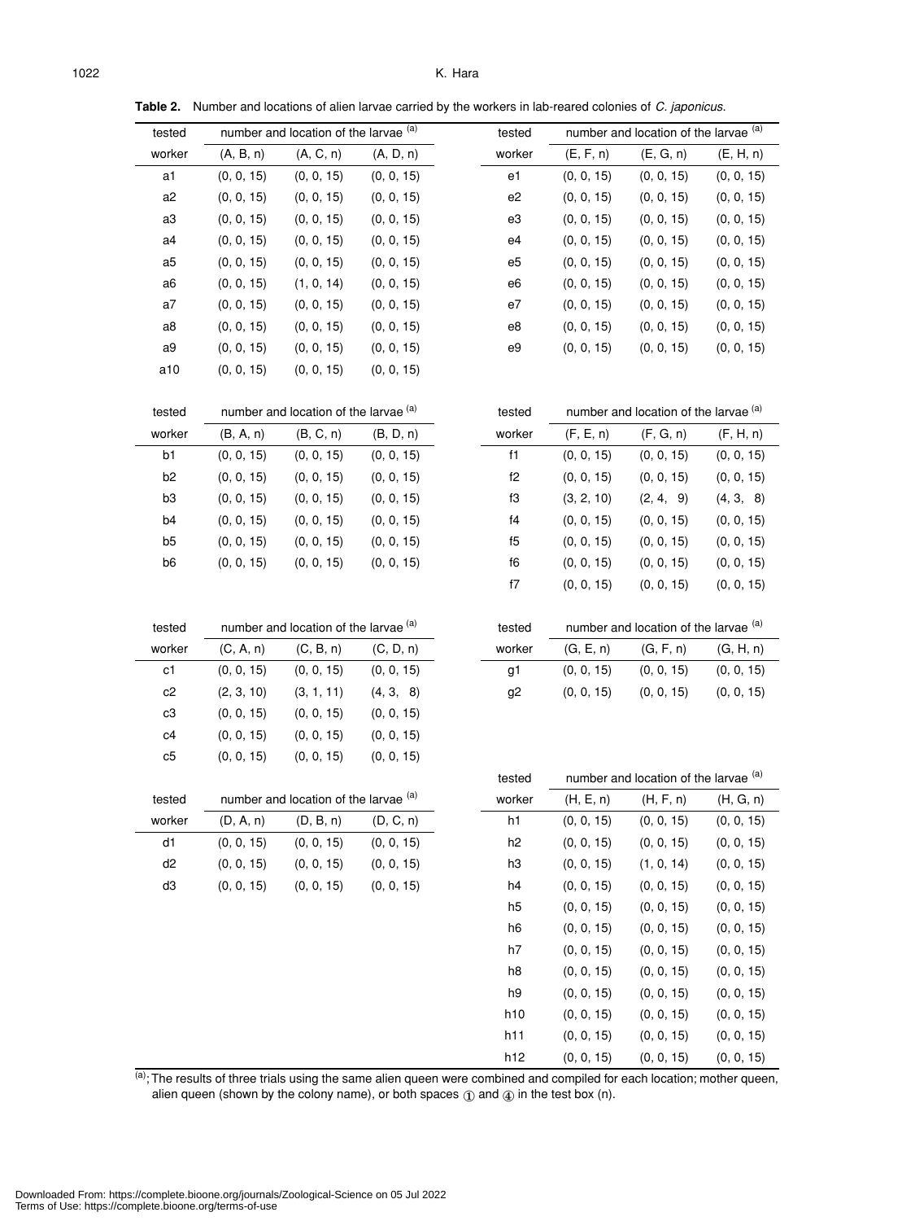**Table 2.** Number and locations of alien larvae carried by the workers in lab-reared colonies of *C. japonicus*.

| tested worker | number and location of the larvae [(a)] | | |
|---|---|---|---|
| | (A, B, n) | (A, C, n) | (A, D, n) |
| a1 | (0, 0, 15) | (0, 0, 15) | (0, 0, 15) |
| a2 | (0, 0, 15) | (0, 0, 15) | (0, 0, 15) |
| a3 | (0, 0, 15) | (0, 0, 15) | (0, 0, 15) |
| a4 | (0, 0, 15) | (0, 0, 15) | (0, 0, 15) |
| a5 | (0, 0, 15) | (0, 0, 15) | (0, 0, 15) |
| a6 | (0, 0, 15) | (1, 0, 14) | (0, 0, 15) |
| a7 | (0, 0, 15) | (0, 0, 15) | (0, 0, 15) |
| a8 | (0, 0, 15) | (0, 0, 15) | (0, 0, 15) |
| a9 | (0, 0, 15) | (0, 0, 15) | (0, 0, 15) |
| a10 | (0, 0, 15) | (0, 0, 15) | (0, 0, 15) |

| tested worker | number and location of the larvae [(a)] | | |
|---|---|---|---|
| | (B, A, n) | (B, C, n) | (B, D, n) |
| b1 | (0, 0, 15) | (0, 0, 15) | (0, 0, 15) |
| b2 | (0, 0, 15) | (0, 0, 15) | (0, 0, 15) |
| b3 | (0, 0, 15) | (0, 0, 15) | (0, 0, 15) |
| b4 | (0, 0, 15) | (0, 0, 15) | (0, 0, 15) |
| b5 | (0, 0, 15) | (0, 0, 15) | (0, 0, 15) |
| b6 | (0, 0, 15) | (0, 0, 15) | (0, 0, 15) |

| tested worker | number and location of the larvae [(a)] | | |
|---|---|---|---|
| | (C, A, n) | (C, B, n) | (C, D, n) |
| c1 | (0, 0, 15) | (0, 0, 15) | (0, 0, 15) |
| c2 | (2, 3, 10) | (3, 1, 11) | (4, 3, 8) |
| c3 | (0, 0, 15) | (0, 0, 15) | (0, 0, 15) |
| c4 | (0, 0, 15) | (0, 0, 15) | (0, 0, 15) |
| c5 | (0, 0, 15) | (0, 0, 15) | (0, 0, 15) |

| tested worker | number and location of the larvae [(a)] | | |
|---|---|---|---|
| | (D, A, n) | (D, B, n) | (D, C, n) |
| d1 | (0, 0, 15) | (0, 0, 15) | (0, 0, 15) |
| d2 | (0, 0, 15) | (0, 0, 15) | (0, 0, 15) |
| d3 | (0, 0, 15) | (0, 0, 15) | (0, 0, 15) |

| tested worker | number and location of the larvae [(a)] | | |
|---|---|---|---|
| | (E, F, n) | (E, G, n) | (E, H, n) |
| e1 | (0, 0, 15) | (0, 0, 15) | (0, 0, 15) |
| e2 | (0, 0, 15) | (0, 0, 15) | (0, 0, 15) |
| e3 | (0, 0, 15) | (0, 0, 15) | (0, 0, 15) |
| e4 | (0, 0, 15) | (0, 0, 15) | (0, 0, 15) |
| e5 | (0, 0, 15) | (0, 0, 15) | (0, 0, 15) |
| e6 | (0, 0, 15) | (0, 0, 15) | (0, 0, 15) |
| e7 | (0, 0, 15) | (0, 0, 15) | (0, 0, 15) |
| e8 | (0, 0, 15) | (0, 0, 15) | (0, 0, 15) |
| e9 | (0, 0, 15) | (0, 0, 15) | (0, 0, 15) |

| tested worker | number and location of the larvae [(a)] | | |
|---|---|---|---|
| | (F, E, n) | (F, G, n) | (F, H, n) |
| f1 | (0, 0, 15) | (0, 0, 15) | (0, 0, 15) |
| f2 | (0, 0, 15) | (0, 0, 15) | (0, 0, 15) |
| f3 | (3, 2, 10) | (2, 4, 9) | (4, 3, 8) |
| f4 | (0, 0, 15) | (0, 0, 15) | (0, 0, 15) |
| f5 | (0, 0, 15) | (0, 0, 15) | (0, 0, 15) |
| f6 | (0, 0, 15) | (0, 0, 15) | (0, 0, 15) |
| f7 | (0, 0, 15) | (0, 0, 15) | (0, 0, 15) |

| tested worker | number and location of the larvae [(a)] | | |
|---|---|---|---|
| | (G, E, n) | (G, F, n) | (G, H, n) |
| g1 | (0, 0, 15) | (0, 0, 15) | (0, 0, 15) |
| g2 | (0, 0, 15) | (0, 0, 15) | (0, 0, 15) |

| tested worker | number and location of the larvae [(a)] | | |
|---|---|---|---|
| | (H, E, n) | (H, F, n) | (H, G, n) |
| h1 | (0, 0, 15) | (0, 0, 15) | (0, 0, 15) |
| h2 | (0, 0, 15) | (0, 0, 15) | (0, 0, 15) |
| h3 | (0, 0, 15) | (1, 0, 14) | (0, 0, 15) |
| h4 | (0, 0, 15) | (0, 0, 15) | (0, 0, 15) |
| h5 | (0, 0, 15) | (0, 0, 15) | (0, 0, 15) |
| h6 | (0, 0, 15) | (0, 0, 15) | (0, 0, 15) |
| h7 | (0, 0, 15) | (0, 0, 15) | (0, 0, 15) |
| h8 | (0, 0, 15) | (0, 0, 15) | (0, 0, 15) |
| h9 | (0, 0, 15) | (0, 0, 15) | (0, 0, 15) |
| h10 | (0, 0, 15) | (0, 0, 15) | (0, 0, 15) |
| h11 | (0, 0, 15) | (0, 0, 15) | (0, 0, 15) |
| h12 | (0, 0, 15) | (0, 0, 15) | (0, 0, 15) |

[(a)]; The results of three trials using the same alien queen were combined and compiled for each location; mother queen, alien queen (shown by the colony name), or both spaces ① and ④ in the test box (n).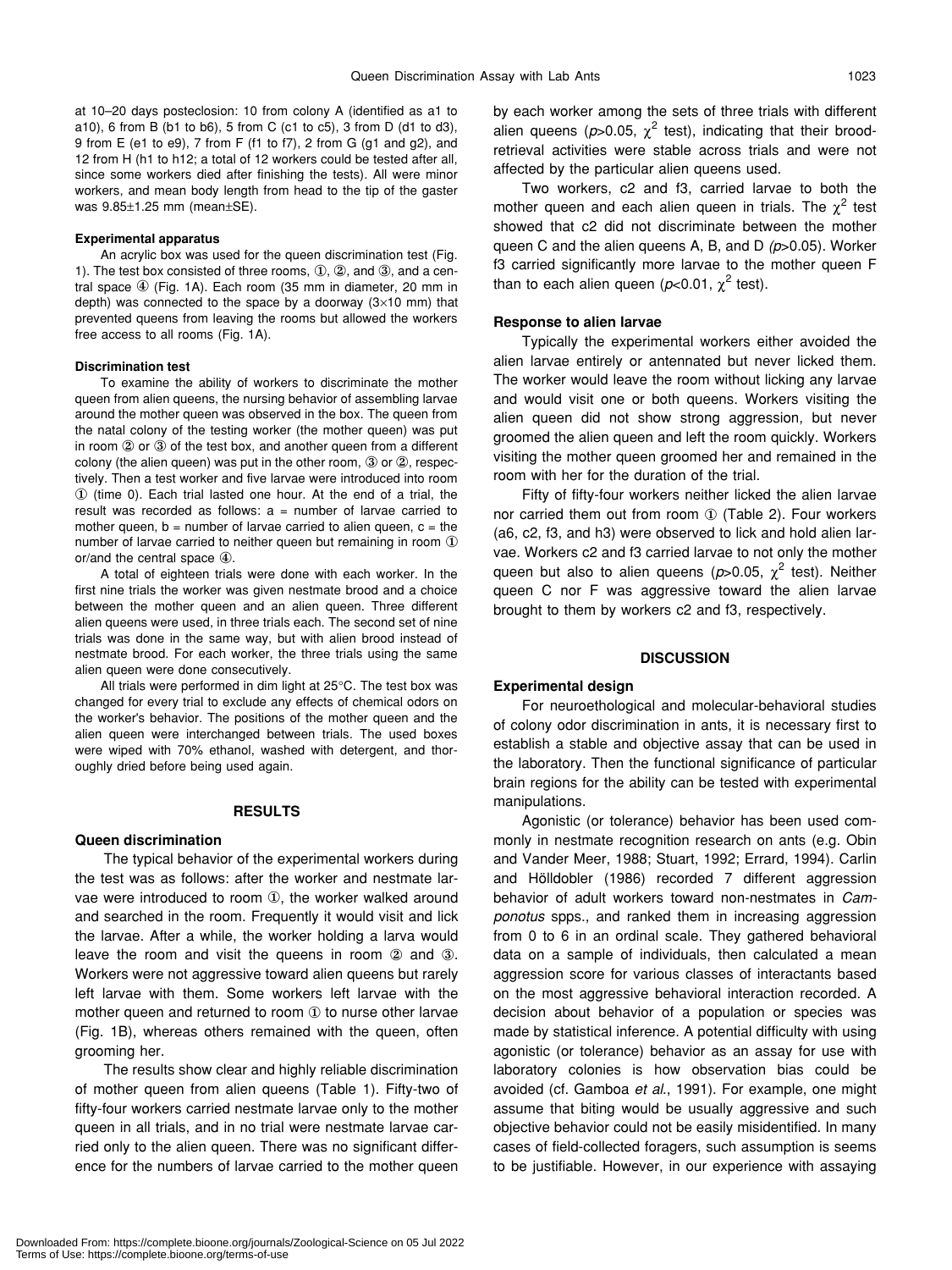at 10–20 days posteclosion: 10 from colony A (identified as a1 to a10), 6 from B (b1 to b6), 5 from C (c1 to c5), 3 from D (d1 to d3), 9 from E (e1 to e9), 7 from F (f1 to f7), 2 from G (g1 and g2), and 12 from H (h1 to h12; a total of 12 workers could be tested after all, since some workers died after finishing the tests). All were minor workers, and mean body length from head to the tip of the gaster was 9.85±1.25 mm (mean±SE).

#### Experimental apparatus

An acrylic box was used for the queen discrimination test (Fig. 1). The test box consisted of three rooms, ①, ②, and ③, and a central space ④ (Fig. 1A). Each room (35 mm in diameter, 20 mm in depth) was connected to the space by a doorway (3×10 mm) that prevented queens from leaving the rooms but allowed the workers free access to all rooms (Fig. 1A).

#### Discrimination test

To examine the ability of workers to discriminate the mother queen from alien queens, the nursing behavior of assembling larvae around the mother queen was observed in the box. The queen from the natal colony of the testing worker (the mother queen) was put in room ② or ③ of the test box, and another queen from a different colony (the alien queen) was put in the other room, ③ or ②, respectively. Then a test worker and five larvae were introduced into room ① (time 0). Each trial lasted one hour. At the end of a trial, the result was recorded as follows: a = number of larvae carried to mother queen, b = number of larvae carried to alien queen, c = the number of larvae carried to neither queen but remaining in room ① or/and the central space ④.

A total of eighteen trials were done with each worker. In the first nine trials the worker was given nestmate brood and a choice between the mother queen and an alien queen. Three different alien queens were used, in three trials each. The second set of nine trials was done in the same way, but with alien brood instead of nestmate brood. For each worker, the three trials using the same alien queen were done consecutively.

All trials were performed in dim light at 25°C. The test box was changed for every trial to exclude any effects of chemical odors on the worker's behavior. The positions of the mother queen and the alien queen were interchanged between trials. The used boxes were wiped with 70% ethanol, washed with detergent, and thoroughly dried before being used again.

## RESULTS

#### Queen discrimination

The typical behavior of the experimental workers during the test was as follows: after the worker and nestmate larvae were introduced to room ①, the worker walked around and searched in the room. Frequently it would visit and lick the larvae. After a while, the worker holding a larva would leave the room and visit the queens in room ② and ③. Workers were not aggressive toward alien queens but rarely left larvae with them. Some workers left larvae with the mother queen and returned to room ① to nurse other larvae (Fig. 1B), whereas others remained with the queen, often grooming her.

The results show clear and highly reliable discrimination of mother queen from alien queens (Table 1). Fifty-two of fifty-four workers carried nestmate larvae only to the mother queen in all trials, and in no trial were nestmate larvae carried only to the alien queen. There was no significant difference for the numbers of larvae carried to the mother queen by each worker among the sets of three trials with different alien queens ($p$>0.05, $\chi^2$ test), indicating that their brood-retrieval activities were stable across trials and were not affected by the particular alien queens used.

Two workers, c2 and f3, carried larvae to both the mother queen and each alien queen in trials. The $\chi^2$ test showed that c2 did not discriminate between the mother queen C and the alien queens A, B, and D ($p$>0.05). Worker f3 carried significantly more larvae to the mother queen F than to each alien queen ($p$<0.01, $\chi^2$ test).

#### Response to alien larvae

Typically the experimental workers either avoided the alien larvae entirely or antennated but never licked them. The worker would leave the room without licking any larvae and would visit one or both queens. Workers visiting the alien queen did not show strong aggression, but never groomed the alien queen and left the room quickly. Workers visiting the mother queen groomed her and remained in the room with her for the duration of the trial.

Fifty of fifty-four workers neither licked the alien larvae nor carried them out from room ① (Table 2). Four workers (a6, c2, f3, and h3) were observed to lick and hold alien larvae. Workers c2 and f3 carried larvae to not only the mother queen but also to alien queens ($p$>0.05, $\chi^2$ test). Neither queen C nor F was aggressive toward the alien larvae brought to them by workers c2 and f3, respectively.

## DISCUSSION

#### Experimental design

For neuroethological and molecular-behavioral studies of colony odor discrimination in ants, it is necessary first to establish a stable and objective assay that can be used in the laboratory. Then the functional significance of particular brain regions for the ability can be tested with experimental manipulations.

Agonistic (or tolerance) behavior has been used commonly in nestmate recognition research on ants (e.g. Obin and Vander Meer, 1988; Stuart, 1992; Errard, 1994). Carlin and Hölldobler (1986) recorded 7 different aggression behavior of adult workers toward non-nestmates in *Camponotus* spps., and ranked them in increasing aggression from 0 to 6 in an ordinal scale. They gathered behavioral data on a sample of individuals, then calculated a mean aggression score for various classes of interactants based on the most aggressive behavioral interaction recorded. A decision about behavior of a population or species was made by statistical inference. A potential difficulty with using agonistic (or tolerance) behavior as an assay for use with laboratory colonies is how observation bias could be avoided (cf. Gamboa *et al.*, 1991). For example, one might assume that biting would be usually aggressive and such objective behavior could not be easily misidentified. In many cases of field-collected foragers, such assumption is seems to be justifiable. However, in our experience with assaying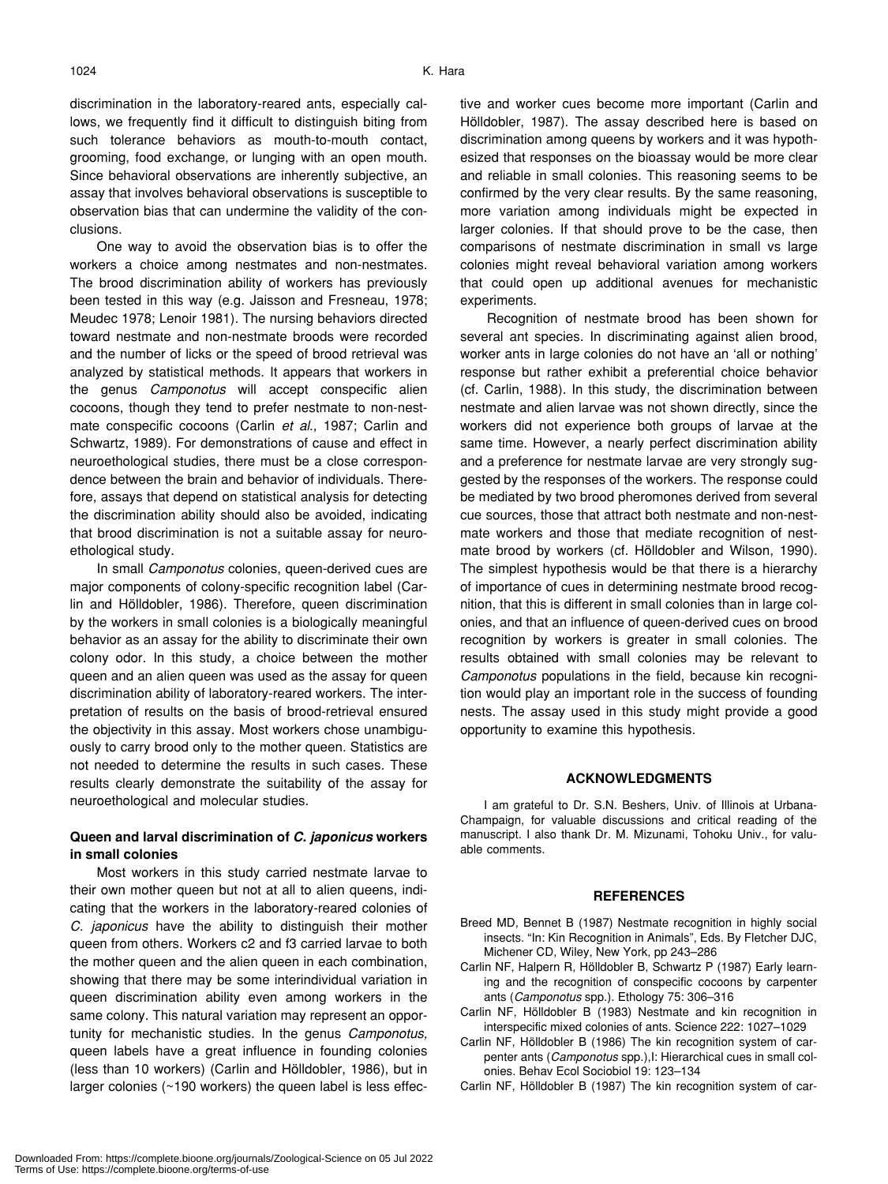discrimination in the laboratory-reared ants, especially callows, we frequently find it difficult to distinguish biting from such tolerance behaviors as mouth-to-mouth contact, grooming, food exchange, or lunging with an open mouth. Since behavioral observations are inherently subjective, an assay that involves behavioral observations is susceptible to observation bias that can undermine the validity of the conclusions.

One way to avoid the observation bias is to offer the workers a choice among nestmates and non-nestmates. The brood discrimination ability of workers has previously been tested in this way (e.g. Jaisson and Fresneau, 1978; Meudec 1978; Lenoir 1981). The nursing behaviors directed toward nestmate and non-nestmate broods were recorded and the number of licks or the speed of brood retrieval was analyzed by statistical methods. It appears that workers in the genus *Camponotus* will accept conspecific alien cocoons, though they tend to prefer nestmate to non-nestmate conspecific cocoons (Carlin *et al*., 1987; Carlin and Schwartz, 1989). For demonstrations of cause and effect in neuroethological studies, there must be a close correspondence between the brain and behavior of individuals. Therefore, assays that depend on statistical analysis for detecting the discrimination ability should also be avoided, indicating that brood discrimination is not a suitable assay for neuroethological study.

In small *Camponotus* colonies, queen-derived cues are major components of colony-specific recognition label (Carlin and Hölldobler, 1986). Therefore, queen discrimination by the workers in small colonies is a biologically meaningful behavior as an assay for the ability to discriminate their own colony odor. In this study, a choice between the mother queen and an alien queen was used as the assay for queen discrimination ability of laboratory-reared workers. The interpretation of results on the basis of brood-retrieval ensured the objectivity in this assay. Most workers chose unambiguously to carry brood only to the mother queen. Statistics are not needed to determine the results in such cases. These results clearly demonstrate the suitability of the assay for neuroethological and molecular studies.

### Queen and larval discrimination of *C. japonicus* workers in small colonies

Most workers in this study carried nestmate larvae to their own mother queen but not at all to alien queens, indicating that the workers in the laboratory-reared colonies of *C. japonicus* have the ability to distinguish their mother queen from others. Workers c2 and f3 carried larvae to both the mother queen and the alien queen in each combination, showing that there may be some interindividual variation in queen discrimination ability even among workers in the same colony. This natural variation may represent an opportunity for mechanistic studies. In the genus *Camponotus*, queen labels have a great influence in founding colonies (less than 10 workers) (Carlin and Hölldobler, 1986), but in larger colonies (~190 workers) the queen label is less effective and worker cues become more important (Carlin and Hölldobler, 1987). The assay described here is based on discrimination among queens by workers and it was hypothesized that responses on the bioassay would be more clear and reliable in small colonies. This reasoning seems to be confirmed by the very clear results. By the same reasoning, more variation among individuals might be expected in larger colonies. If that should prove to be the case, then comparisons of nestmate discrimination in small vs large colonies might reveal behavioral variation among workers that could open up additional avenues for mechanistic experiments.

Recognition of nestmate brood has been shown for several ant species. In discriminating against alien brood, worker ants in large colonies do not have an 'all or nothing' response but rather exhibit a preferential choice behavior (cf. Carlin, 1988). In this study, the discrimination between nestmate and alien larvae was not shown directly, since the workers did not experience both groups of larvae at the same time. However, a nearly perfect discrimination ability and a preference for nestmate larvae are very strongly suggested by the responses of the workers. The response could be mediated by two brood pheromones derived from several cue sources, those that attract both nestmate and non-nestmate workers and those that mediate recognition of nestmate brood by workers (cf. Hölldobler and Wilson, 1990). The simplest hypothesis would be that there is a hierarchy of importance of cues in determining nestmate brood recognition, that this is different in small colonies than in large colonies, and that an influence of queen-derived cues on brood recognition by workers is greater in small colonies. The results obtained with small colonies may be relevant to *Camponotus* populations in the field, because kin recognition would play an important role in the success of founding nests. The assay used in this study might provide a good opportunity to examine this hypothesis.

## ACKNOWLEDGMENTS

I am grateful to Dr. S.N. Beshers, Univ. of Illinois at Urbana-Champaign, for valuable discussions and critical reading of the manuscript. I also thank Dr. M. Mizunami, Tohoku Univ., for valuable comments.

## REFERENCES

Breed MD, Bennet B (1987) Nestmate recognition in highly social insects. "In: Kin Recognition in Animals", Eds. By Fletcher DJC, Michener CD, Wiley, New York, pp 243–286

Carlin NF, Halpern R, Hölldobler B, Schwartz P (1987) Early learning and the recognition of conspecific cocoons by carpenter ants (*Camponotus* spp.). Ethology 75: 306–316

Carlin NF, Hölldobler B (1983) Nestmate and kin recognition in interspecific mixed colonies of ants. Science 222: 1027–1029

Carlin NF, Hölldobler B (1986) The kin recognition system of carpenter ants (*Camponotus* spp.),I: Hierarchical cues in small colonies. Behav Ecol Sociobiol 19: 123–134

Carlin NF, Hölldobler B (1987) The kin recognition system of car-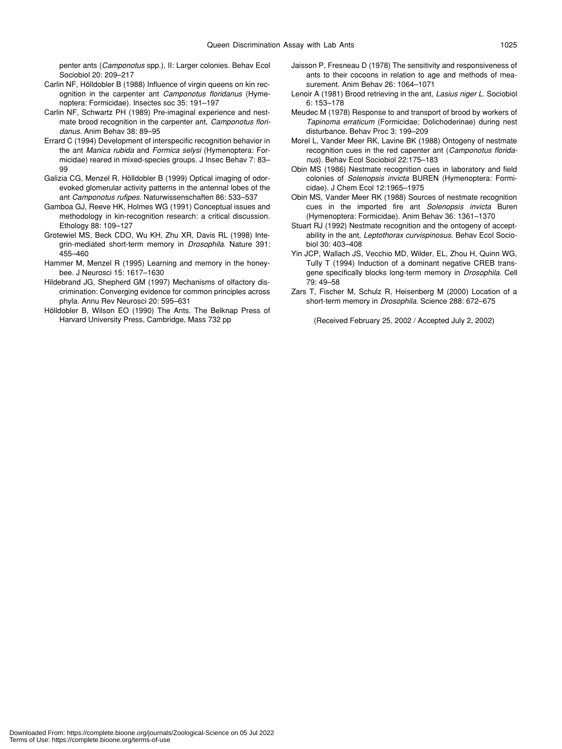penter ants (*Camponotus* spp.), II: Larger colonies. Behav Ecol Sociobiol 20: 209–217

Carlin NF, Hölldobler B (1988) Influence of virgin queens on kin recognition in the carpenter ant *Camponotus floridanus* (Hymenoptera: Formicidae). Insectes soc 35: 191–197

Carlin NF, Schwartz PH (1989) Pre-imaginal experience and nestmate brood recognition in the carpenter ant, *Camponotus floridanus*. Anim Behav 38: 89–95

Errard C (1994) Development of interspecific recognition behavior in the ant *Manica rubida* and *Formica selysi* (Hymenoptera: Formicidae) reared in mixed-species groups. J Insec Behav 7: 83–99

Galizia CG, Menzel R, Hölldobler B (1999) Optical imaging of odor-evoked glomerular activity patterns in the antennal lobes of the ant *Camponotus rufipes*. Naturwissenschaften 86: 533–537

Gamboa GJ, Reeve HK, Holmes WG (1991) Conceptual issues and methodology in kin-recognition research: a critical discussion. Ethology 88: 109–127

Grotewiel MS, Beck CDO, Wu KH, Zhu XR, Davis RL (1998) Integrin-mediated short-term memory in *Drosophila*. Nature 391: 455–460

Hammer M, Menzel R (1995) Learning and memory in the honeybee. J Neurosci 15: 1617–1630

Hildebrand JG, Shepherd GM (1997) Mechanisms of olfactory discrimination: Converging evidence for common principles across phyla. Annu Rev Neurosci 20: 595–631

Hölldobler B, Wilson EO (1990) The Ants. The Belknap Press of Harvard University Press, Cambridge, Mass 732 pp

Jaisson P, Fresneau D (1978) The sensitivity and responsiveness of ants to their cocoons in relation to age and methods of measurement. Anim Behav 26: 1064–1071

Lenoir A (1981) Brood retrieving in the ant, *Lasius niger L*. Sociobiol 6: 153–178

Meudec M (1978) Response to and transport of brood by workers of *Tapinoma erraticum* (Formicidae; Dolichoderinae) during nest disturbance. Behav Proc 3: 199–209

Morel L, Vander Meer RK, Lavine BK (1988) Ontogeny of nestmate recognition cues in the red capenter ant (*Camponotus floridanus*). Behav Ecol Sociobiol 22:175–183

Obin MS (1986) Nestmate recognition cues in laboratory and field colonies of *Solenopsis invicta* BUREN (Hymenoptera: Formicidae). J Chem Ecol 12:1965–1975

Obin MS, Vander Meer RK (1988) Sources of nestmate recognition cues in the imported fire ant *Solenopsis invicta* Buren (Hymenoptera: Formicidae). Anim Behav 36: 1361–1370

Stuart RJ (1992) Nestmate recognition and the ontogeny of acceptability in the ant, *Leptothorax curvispinosus*. Behav Ecol Sociobiol 30: 403–408

Yin JCP, Wallach JS, Vecchio MD, Wilder, EL, Zhou H, Quinn WG, Tully T (1994) Induction of a dominant negative CREB transgene specifically blocks long-term memory in *Drosophila*. Cell 79: 49–58

Zars T, Fischer M, Schulz R, Heisenberg M (2000) Location of a short-term memory in *Drosophila*. Science 288: 672–675

(Received February 25, 2002 / Accepted July 2, 2002)